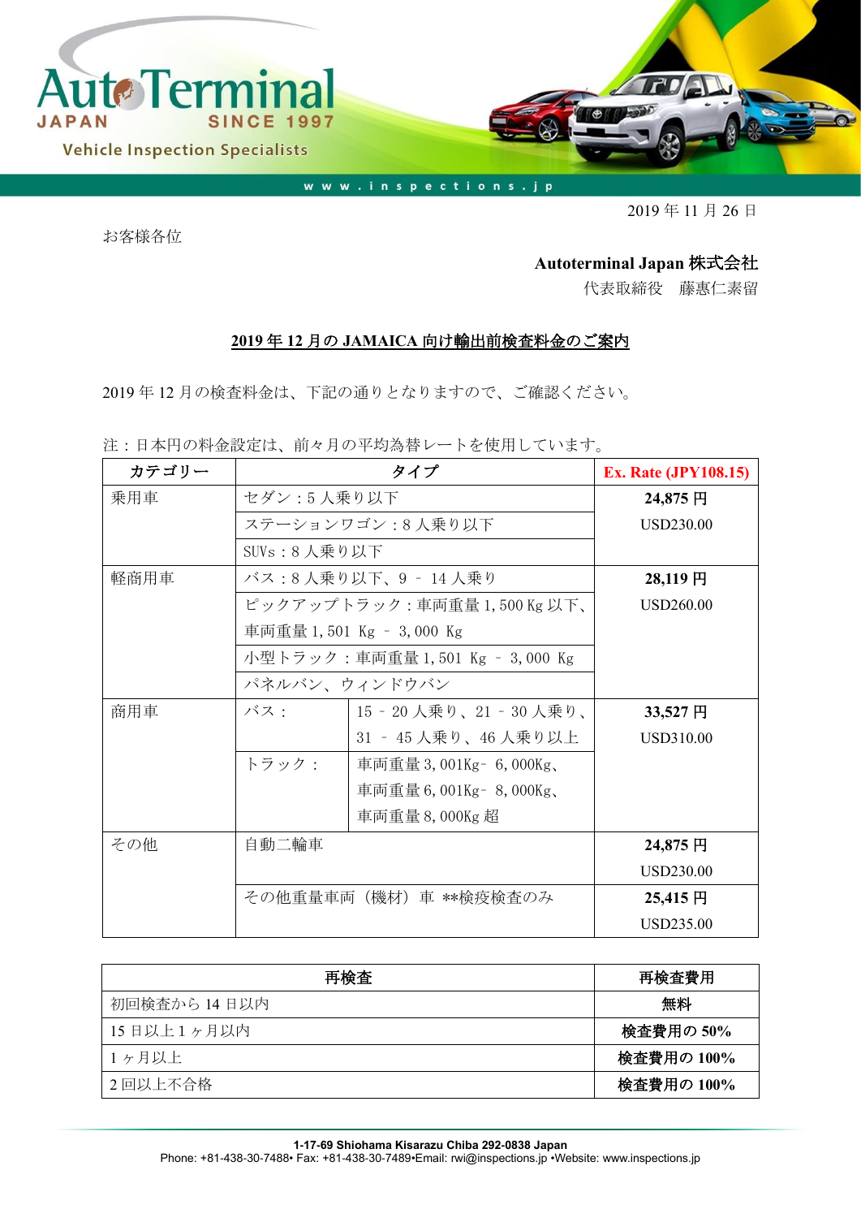AutoTerminal JAPAN SINCE 1997

Vehicle Inspection Specialists

www.inspections.jp

2019 年 11 月 26 日

お客様各位

**Autoterminal Japan 株式会社**

代表取締役　藤惠仁素留

## 2019 年 12 月の JAMAICA 向け輸出前検査料金のご案内

2019 年 12 月の検査料金は、下記の通りとなりますので、ご確認ください。

注：日本円の料金設定は、前々月の平均為替レートを使用しています。

| カテゴリー | タイプ | | Ex. Rate (JPY108.15) |
|---|---|---|---|
| 乗用車 | セダン：5 人乗り以下 | | **24,875 円** USD230.00 |
| | ステーションワゴン：8 人乗り以下 | | |
| | SUVs：8 人乗り以下 | | |
| 軽商用車 | バス：8 人乗り以下、9 – 14 人乗り | | **28,119 円** USD260.00 |
| | ピックアップトラック：車両重量 1,500 Kg 以下、車両重量 1,501 Kg – 3,000 Kg | | |
| | 小型トラック：車両重量 1,501 Kg – 3,000 Kg | | |
| | パネルバン、ウィンドウバン | | |
| 商用車 | バス： | 15 – 20 人乗り、21 – 30 人乗り、31 – 45 人乗り、46 人乗り以上 | **33,527 円** USD310.00 |
| | トラック： | 車両重量 3,001Kg– 6,000Kg、車両重量 6,001Kg– 8,000Kg、車両重量 8,000Kg 超 | |
| その他 | 自動二輪車 | | **24,875 円** USD230.00 |
| | その他重量車両（機材）車 **検疫検査のみ | | **25,415 円** USD235.00 |

| 再検査 | 再検査費用 |
|---|---|
| 初回検査から 14 日以内 | **無料** |
| 15 日以上 1 ヶ月以内 | **検査費用の 50%** |
| 1 ヶ月以上 | **検査費用の 100%** |
| 2 回以上不合格 | **検査費用の 100%** |

**1-17-69 Shiohama Kisarazu Chiba 292-0838 Japan**

Phone: +81-438-30-7488• Fax: +81-438-30-7489•Email: rwi@inspections.jp •Website: www.inspections.jp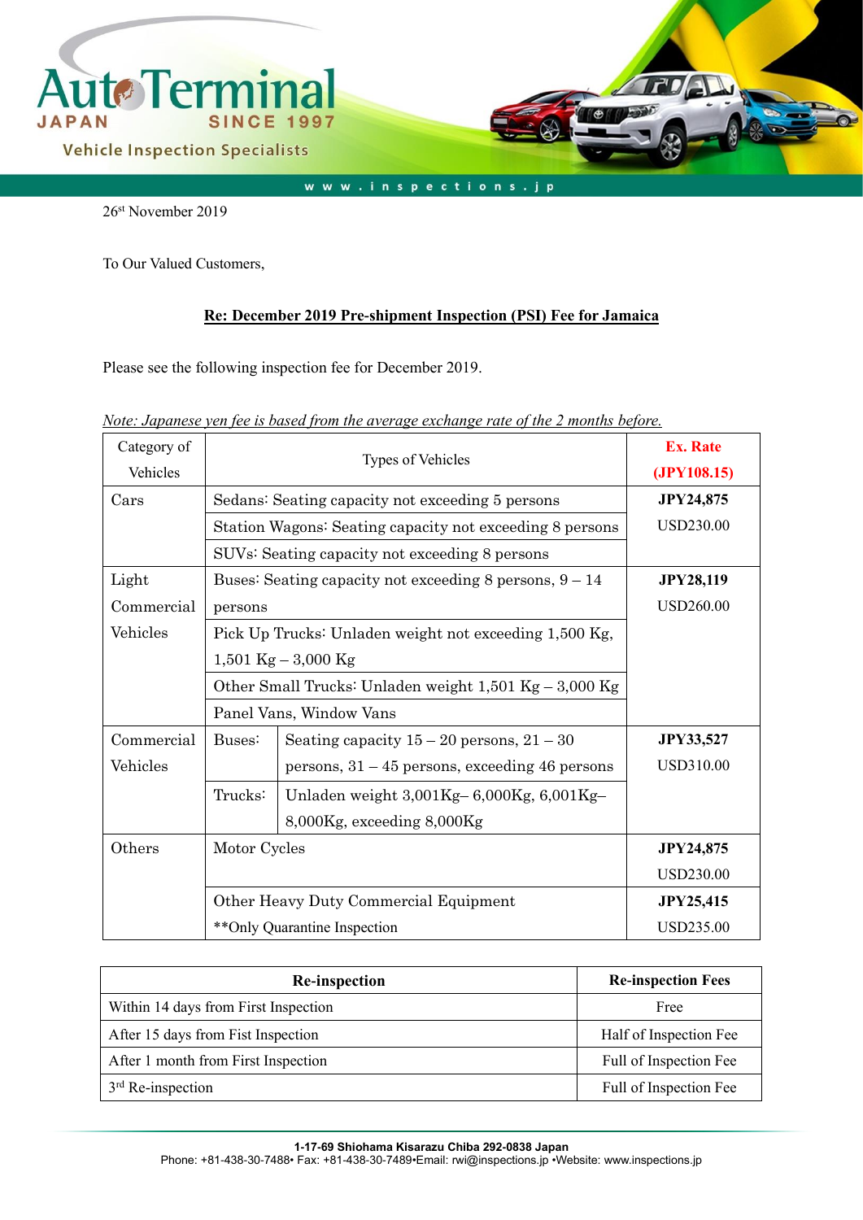AutoTerminal JAPAN SINCE 1997

Vehicle Inspection Specialists

www.inspections.jp

26st November 2019

To Our Valued Customers,

**Re: December 2019 Pre-shipment Inspection (PSI) Fee for Jamaica**

Please see the following inspection fee for December 2019.

*Note: Japanese yen fee is based from the average exchange rate of the 2 months before.*

| Category of Vehicles | Types of Vehicles | | Ex. Rate (JPY108.15) |
|---|---|---|---|
| Cars | Sedans: Seating capacity not exceeding 5 persons | | **JPY24,875** USD230.00 |
| | Station Wagons: Seating capacity not exceeding 8 persons | | |
| | SUVs: Seating capacity not exceeding 8 persons | | |
| Light Commercial Vehicles | Buses: Seating capacity not exceeding 8 persons, 9 – 14 persons | | **JPY28,119** USD260.00 |
| | Pick Up Trucks: Unladen weight not exceeding 1,500 Kg, 1,501 Kg – 3,000 Kg | | |
| | Other Small Trucks: Unladen weight 1,501 Kg – 3,000 Kg | | |
| | Panel Vans, Window Vans | | |
| Commercial Vehicles | Buses: | Seating capacity 15 – 20 persons, 21 – 30 persons, 31 – 45 persons, exceeding 46 persons | **JPY33,527** USD310.00 |
| | Trucks: | Unladen weight 3,001Kg– 6,000Kg, 6,001Kg–8,000Kg, exceeding 8,000Kg | |
| Others | Motor Cycles | | **JPY24,875** USD230.00 |
| | Other Heavy Duty Commercial Equipment **Only Quarantine Inspection | | **JPY25,415** USD235.00 |

| **Re-inspection** | **Re-inspection Fees** |
|---|---|
| Within 14 days from First Inspection | Free |
| After 15 days from Fist Inspection | Half of Inspection Fee |
| After 1 month from First Inspection | Full of Inspection Fee |
| 3rd Re-inspection | Full of Inspection Fee |

**1-17-69 Shiohama Kisarazu Chiba 292-0838 Japan**
Phone: +81-438-30-7488• Fax: +81-438-30-7489•Email: rwi@inspections.jp •Website: www.inspections.jp